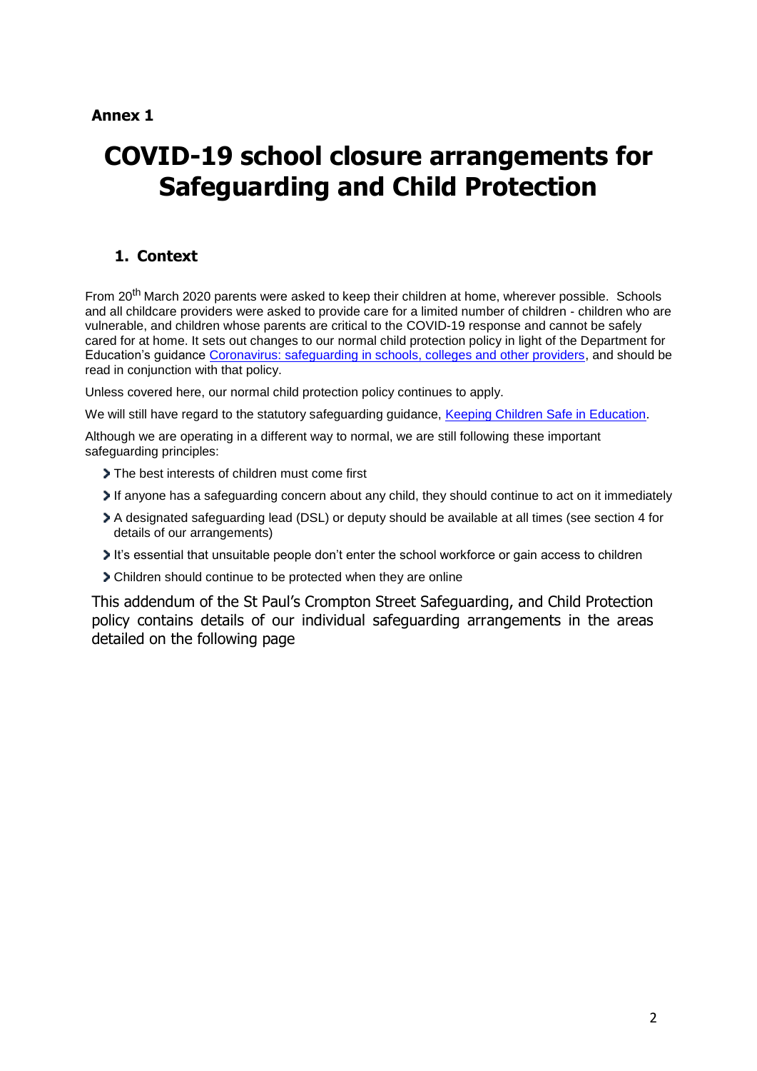**Annex 1**

# COVID-19 school closure arrangements for Safeguarding and Child Protection

## 1. Context

From 20th March 2020 parents were asked to keep their children at home, wherever possible. Schools and all childcare providers were asked to provide care for a limited number of children - children who are vulnerable, and children whose parents are critical to the COVID-19 response and cannot be safely cared for at home. It sets out changes to our normal child protection policy in light of the Department for Education's guidance Coronavirus: safeguarding in schools, colleges and other providers, and should be read in conjunction with that policy.

Unless covered here, our normal child protection policy continues to apply.

We will still have regard to the statutory safeguarding guidance, Keeping Children Safe in Education.

Although we are operating in a different way to normal, we are still following these important safeguarding principles:

- The best interests of children must come first
- If anyone has a safeguarding concern about any child, they should continue to act on it immediately
- A designated safeguarding lead (DSL) or deputy should be available at all times (see section 4 for details of our arrangements)
- It's essential that unsuitable people don't enter the school workforce or gain access to children
- Children should continue to be protected when they are online

This addendum of the St Paul's Crompton Street Safeguarding, and Child Protection policy contains details of our individual safeguarding arrangements in the areas detailed on the following page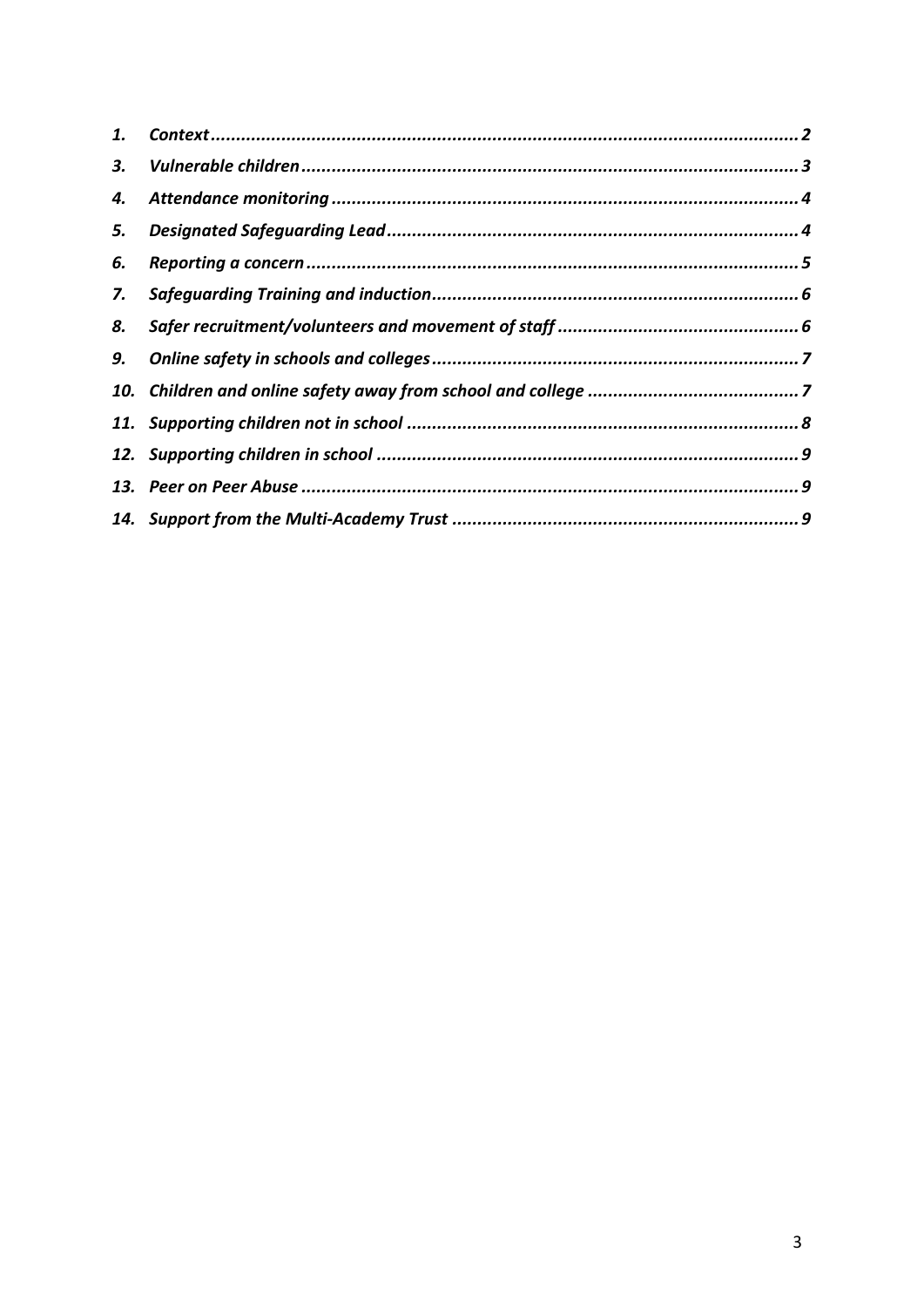*1. Context ........................................................................................................ 2*
*3. Vulnerable children ...................................................................................... 3*
*4. Attendance monitoring ................................................................................. 4*
*5. Designated Safeguarding Lead ...................................................................... 4*
*6. Reporting a concern ..................................................................................... 5*
*7. Safeguarding Training and induction ............................................................. 6*
*8. Safer recruitment/volunteers and movement of staff ..................................... 6*
*9. Online safety in schools and colleges ............................................................ 7*
*10. Children and online safety away from school and college ............................ 7*
*11. Supporting children not in school ................................................................ 8*
*12. Supporting children in school ...................................................................... 9*
*13. Peer on Peer Abuse ...................................................................................... 9*
*14. Support from the Multi-Academy Trust ........................................................ 9*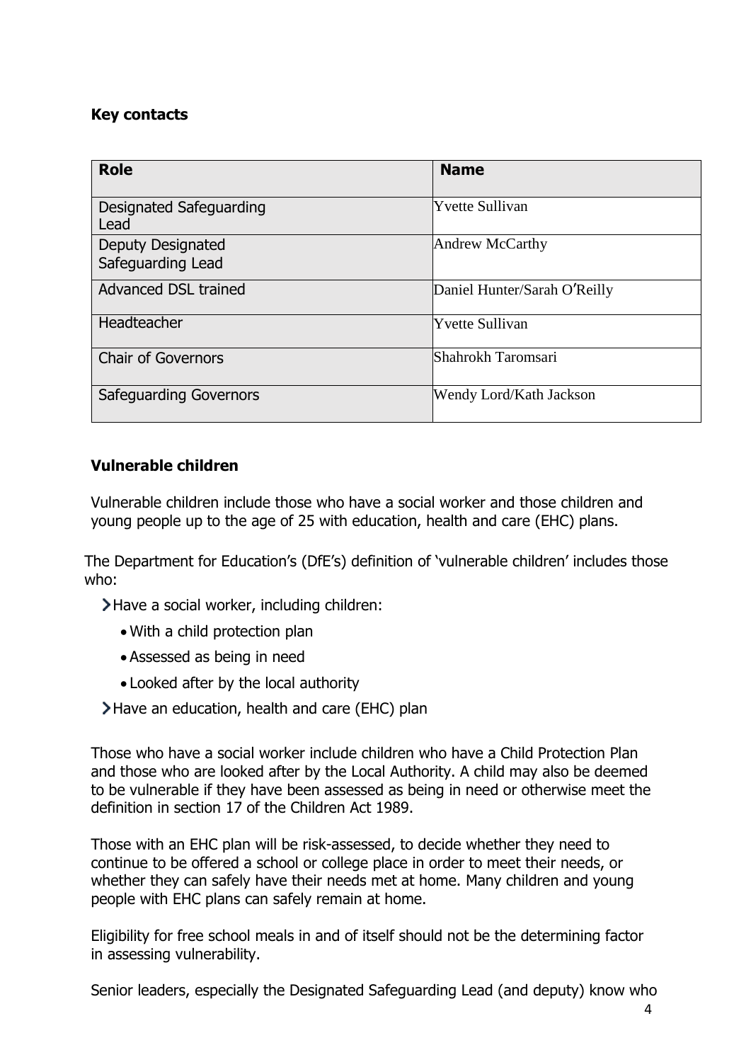**Key contacts**

| Role | Name |
| --- | --- |
| Designated Safeguarding Lead | Yvette Sullivan |
| Deputy Designated Safeguarding Lead | Andrew McCarthy |
| Advanced DSL trained | Daniel Hunter/Sarah O'Reilly |
| Headteacher | Yvette Sullivan |
| Chair of Governors | Shahrokh Taromsari |
| Safeguarding Governors | Wendy Lord/Kath Jackson |

**Vulnerable children**

Vulnerable children include those who have a social worker and those children and young people up to the age of 25 with education, health and care (EHC) plans.

The Department for Education's (DfE's) definition of 'vulnerable children' includes those who:

- Have a social worker, including children:
  - With a child protection plan
  - Assessed as being in need
  - Looked after by the local authority
- Have an education, health and care (EHC) plan

Those who have a social worker include children who have a Child Protection Plan and those who are looked after by the Local Authority. A child may also be deemed to be vulnerable if they have been assessed as being in need or otherwise meet the definition in section 17 of the Children Act 1989.

Those with an EHC plan will be risk-assessed, to decide whether they need to continue to be offered a school or college place in order to meet their needs, or whether they can safely have their needs met at home. Many children and young people with EHC plans can safely remain at home.

Eligibility for free school meals in and of itself should not be the determining factor in assessing vulnerability.

Senior leaders, especially the Designated Safeguarding Lead (and deputy) know who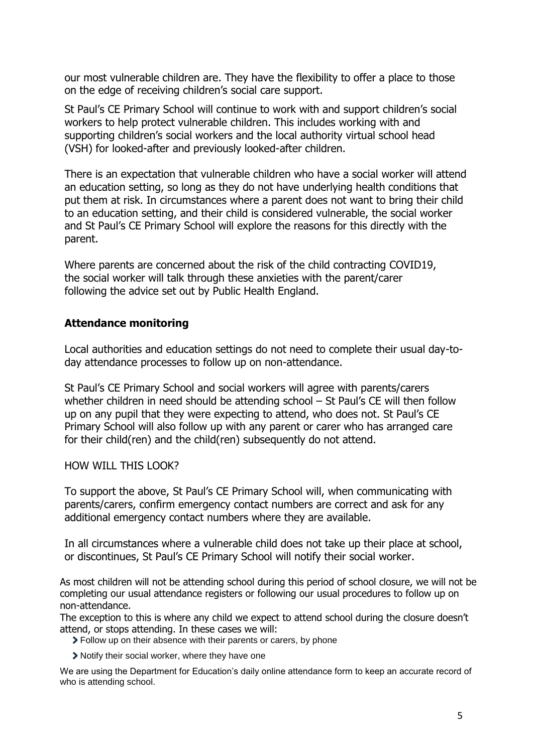our most vulnerable children are. They have the flexibility to offer a place to those on the edge of receiving children's social care support.

St Paul's CE Primary School will continue to work with and support children's social workers to help protect vulnerable children. This includes working with and supporting children's social workers and the local authority virtual school head (VSH) for looked-after and previously looked-after children.

There is an expectation that vulnerable children who have a social worker will attend an education setting, so long as they do not have underlying health conditions that put them at risk. In circumstances where a parent does not want to bring their child to an education setting, and their child is considered vulnerable, the social worker and St Paul's CE Primary School will explore the reasons for this directly with the parent.

Where parents are concerned about the risk of the child contracting COVID19, the social worker will talk through these anxieties with the parent/carer following the advice set out by Public Health England.

### Attendance monitoring

Local authorities and education settings do not need to complete their usual day-to-day attendance processes to follow up on non-attendance.

St Paul's CE Primary School and social workers will agree with parents/carers whether children in need should be attending school – St Paul's CE will then follow up on any pupil that they were expecting to attend, who does not. St Paul's CE Primary School will also follow up with any parent or carer who has arranged care for their child(ren) and the child(ren) subsequently do not attend.

HOW WILL THIS LOOK?

To support the above, St Paul's CE Primary School will, when communicating with parents/carers, confirm emergency contact numbers are correct and ask for any additional emergency contact numbers where they are available.

In all circumstances where a vulnerable child does not take up their place at school, or discontinues, St Paul's CE Primary School will notify their social worker.

As most children will not be attending school during this period of school closure, we will not be completing our usual attendance registers or following our usual procedures to follow up on non-attendance.

The exception to this is where any child we expect to attend school during the closure doesn't attend, or stops attending. In these cases we will:

- Follow up on their absence with their parents or carers, by phone
- Notify their social worker, where they have one

We are using the Department for Education's daily online attendance form to keep an accurate record of who is attending school.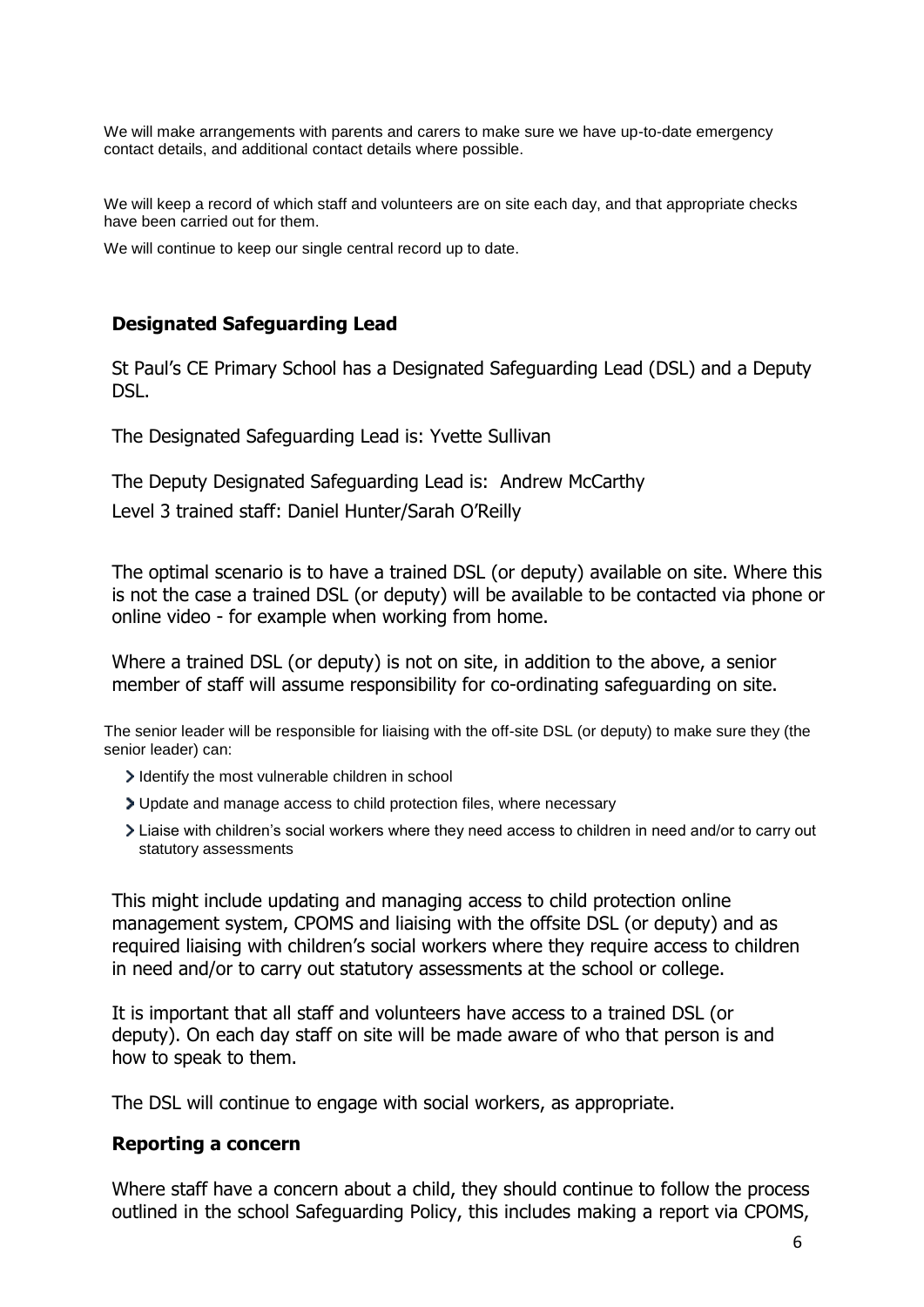We will make arrangements with parents and carers to make sure we have up-to-date emergency contact details, and additional contact details where possible.

We will keep a record of which staff and volunteers are on site each day, and that appropriate checks have been carried out for them.

We will continue to keep our single central record up to date.

## Designated Safeguarding Lead

St Paul's CE Primary School has a Designated Safeguarding Lead (DSL) and a Deputy DSL.

The Designated Safeguarding Lead is: Yvette Sullivan

The Deputy Designated Safeguarding Lead is: Andrew McCarthy

Level 3 trained staff: Daniel Hunter/Sarah O'Reilly

The optimal scenario is to have a trained DSL (or deputy) available on site. Where this is not the case a trained DSL (or deputy) will be available to be contacted via phone or online video - for example when working from home.

Where a trained DSL (or deputy) is not on site, in addition to the above, a senior member of staff will assume responsibility for co-ordinating safeguarding on site.

The senior leader will be responsible for liaising with the off-site DSL (or deputy) to make sure they (the senior leader) can:

- Identify the most vulnerable children in school
- Update and manage access to child protection files, where necessary
- Liaise with children's social workers where they need access to children in need and/or to carry out statutory assessments

This might include updating and managing access to child protection online management system, CPOMS and liaising with the offsite DSL (or deputy) and as required liaising with children's social workers where they require access to children in need and/or to carry out statutory assessments at the school or college.

It is important that all staff and volunteers have access to a trained DSL (or deputy). On each day staff on site will be made aware of who that person is and how to speak to them.

The DSL will continue to engage with social workers, as appropriate.

## Reporting a concern

Where staff have a concern about a child, they should continue to follow the process outlined in the school Safeguarding Policy, this includes making a report via CPOMS,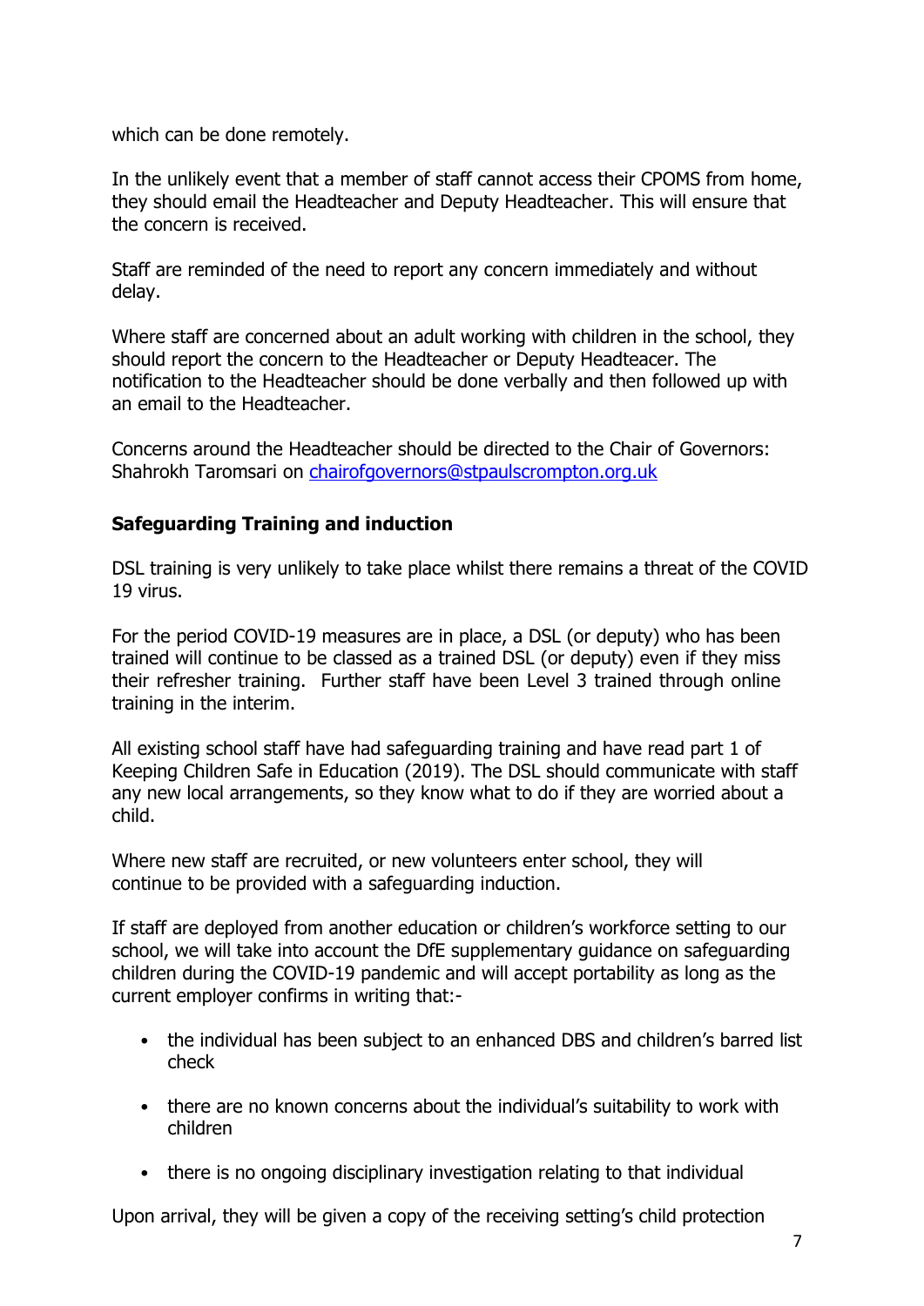which can be done remotely.

In the unlikely event that a member of staff cannot access their CPOMS from home, they should email the Headteacher and Deputy Headteacher. This will ensure that the concern is received.

Staff are reminded of the need to report any concern immediately and without delay.

Where staff are concerned about an adult working with children in the school, they should report the concern to the Headteacher or Deputy Headteacer. The notification to the Headteacher should be done verbally and then followed up with an email to the Headteacher.

Concerns around the Headteacher should be directed to the Chair of Governors: Shahrokh Taromsari on [chairofgovernors@stpaulscrompton.org.uk](mailto:chairofgovernors@stpaulscrompton.org.uk)

**Safeguarding Training and induction**

DSL training is very unlikely to take place whilst there remains a threat of the COVID 19 virus.

For the period COVID-19 measures are in place, a DSL (or deputy) who has been trained will continue to be classed as a trained DSL (or deputy) even if they miss their refresher training. Further staff have been Level 3 trained through online training in the interim.

All existing school staff have had safeguarding training and have read part 1 of Keeping Children Safe in Education (2019). The DSL should communicate with staff any new local arrangements, so they know what to do if they are worried about a child.

Where new staff are recruited, or new volunteers enter school, they will continue to be provided with a safeguarding induction.

If staff are deployed from another education or children's workforce setting to our school, we will take into account the DfE supplementary guidance on safeguarding children during the COVID-19 pandemic and will accept portability as long as the current employer confirms in writing that:-

- the individual has been subject to an enhanced DBS and children's barred list check
- there are no known concerns about the individual's suitability to work with children
- there is no ongoing disciplinary investigation relating to that individual

Upon arrival, they will be given a copy of the receiving setting's child protection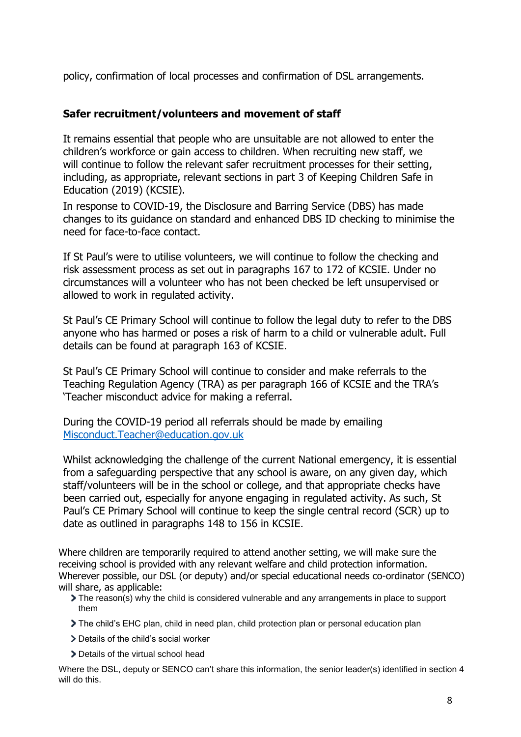policy, confirmation of local processes and confirmation of DSL arrangements.

### Safer recruitment/volunteers and movement of staff

It remains essential that people who are unsuitable are not allowed to enter the children's workforce or gain access to children. When recruiting new staff, we will continue to follow the relevant safer recruitment processes for their setting, including, as appropriate, relevant sections in part 3 of Keeping Children Safe in Education (2019) (KCSIE).

In response to COVID-19, the Disclosure and Barring Service (DBS) has made changes to its guidance on standard and enhanced DBS ID checking to minimise the need for face-to-face contact.

If St Paul's were to utilise volunteers, we will continue to follow the checking and risk assessment process as set out in paragraphs 167 to 172 of KCSIE. Under no circumstances will a volunteer who has not been checked be left unsupervised or allowed to work in regulated activity.

St Paul's CE Primary School will continue to follow the legal duty to refer to the DBS anyone who has harmed or poses a risk of harm to a child or vulnerable adult. Full details can be found at paragraph 163 of KCSIE.

St Paul's CE Primary School will continue to consider and make referrals to the Teaching Regulation Agency (TRA) as per paragraph 166 of KCSIE and the TRA's 'Teacher misconduct advice for making a referral.

During the COVID-19 period all referrals should be made by emailing [Misconduct.Teacher@education.gov.uk](mailto:Misconduct.Teacher@education.gov.uk)

Whilst acknowledging the challenge of the current National emergency, it is essential from a safeguarding perspective that any school is aware, on any given day, which staff/volunteers will be in the school or college, and that appropriate checks have been carried out, especially for anyone engaging in regulated activity. As such, St Paul's CE Primary School will continue to keep the single central record (SCR) up to date as outlined in paragraphs 148 to 156 in KCSIE.

Where children are temporarily required to attend another setting, we will make sure the receiving school is provided with any relevant welfare and child protection information. Wherever possible, our DSL (or deputy) and/or special educational needs co-ordinator (SENCO) will share, as applicable:

- The reason(s) why the child is considered vulnerable and any arrangements in place to support them
- The child's EHC plan, child in need plan, child protection plan or personal education plan
- Details of the child's social worker
- Details of the virtual school head

Where the DSL, deputy or SENCO can't share this information, the senior leader(s) identified in section 4 will do this.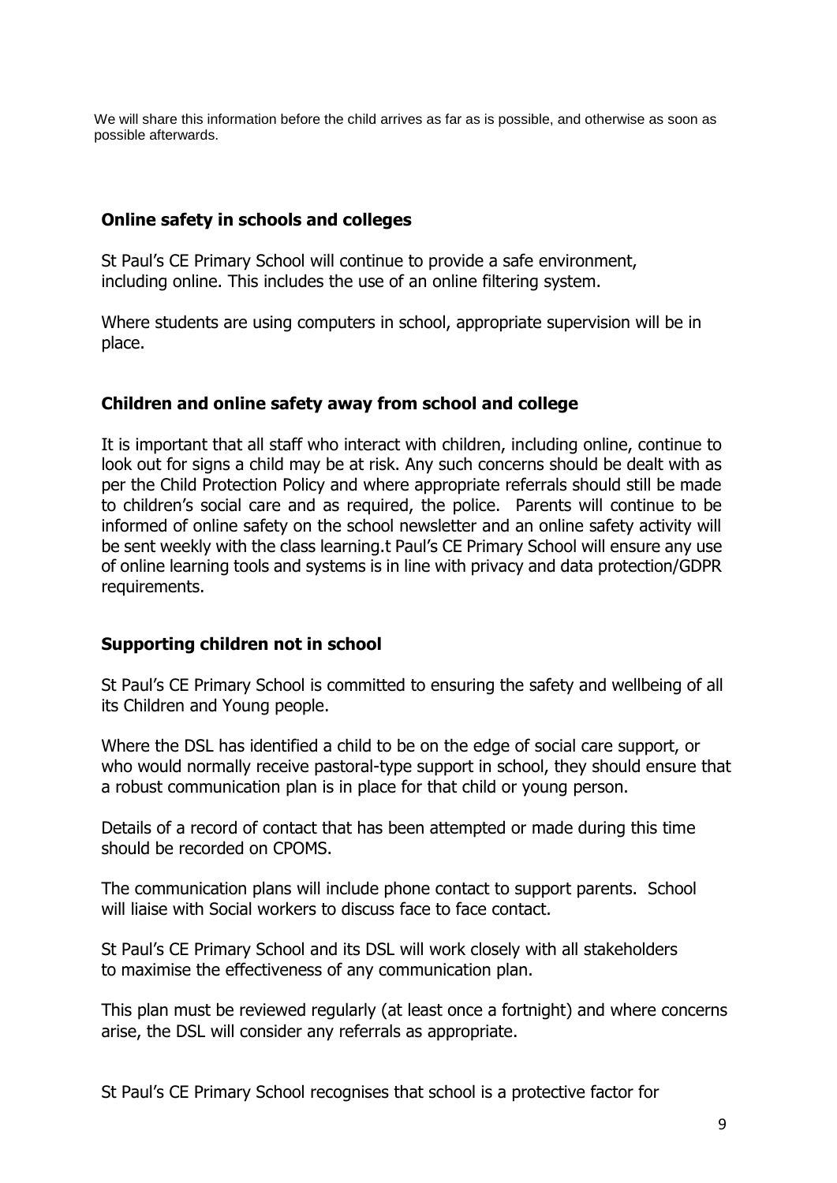We will share this information before the child arrives as far as is possible, and otherwise as soon as possible afterwards.

## Online safety in schools and colleges

St Paul's CE Primary School will continue to provide a safe environment, including online. This includes the use of an online filtering system.

Where students are using computers in school, appropriate supervision will be in place.

## Children and online safety away from school and college

It is important that all staff who interact with children, including online, continue to look out for signs a child may be at risk. Any such concerns should be dealt with as per the Child Protection Policy and where appropriate referrals should still be made to children's social care and as required, the police. Parents will continue to be informed of online safety on the school newsletter and an online safety activity will be sent weekly with the class learning.t Paul's CE Primary School will ensure any use of online learning tools and systems is in line with privacy and data protection/GDPR requirements.

## Supporting children not in school

St Paul's CE Primary School is committed to ensuring the safety and wellbeing of all its Children and Young people.

Where the DSL has identified a child to be on the edge of social care support, or who would normally receive pastoral-type support in school, they should ensure that a robust communication plan is in place for that child or young person.

Details of a record of contact that has been attempted or made during this time should be recorded on CPOMS.

The communication plans will include phone contact to support parents. School will liaise with Social workers to discuss face to face contact.

St Paul's CE Primary School and its DSL will work closely with all stakeholders to maximise the effectiveness of any communication plan.

This plan must be reviewed regularly (at least once a fortnight) and where concerns arise, the DSL will consider any referrals as appropriate.

St Paul's CE Primary School recognises that school is a protective factor for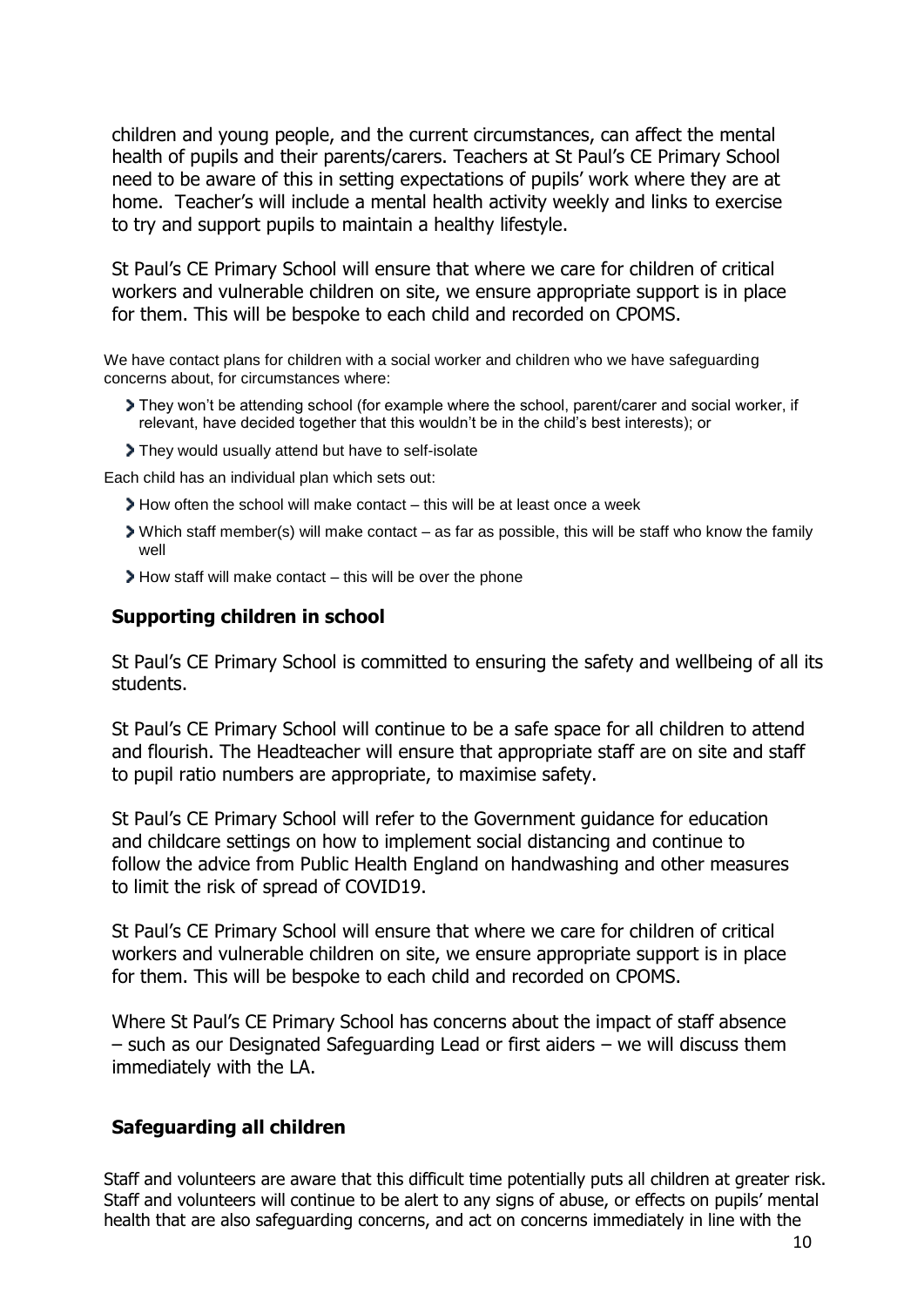children and young people, and the current circumstances, can affect the mental health of pupils and their parents/carers. Teachers at St Paul's CE Primary School need to be aware of this in setting expectations of pupils' work where they are at home. Teacher's will include a mental health activity weekly and links to exercise to try and support pupils to maintain a healthy lifestyle.

St Paul's CE Primary School will ensure that where we care for children of critical workers and vulnerable children on site, we ensure appropriate support is in place for them. This will be bespoke to each child and recorded on CPOMS.

We have contact plans for children with a social worker and children who we have safeguarding concerns about, for circumstances where:

- They won't be attending school (for example where the school, parent/carer and social worker, if relevant, have decided together that this wouldn't be in the child's best interests); or
- They would usually attend but have to self-isolate

Each child has an individual plan which sets out:

- How often the school will make contact – this will be at least once a week
- Which staff member(s) will make contact – as far as possible, this will be staff who know the family well
- How staff will make contact – this will be over the phone

## Supporting children in school

St Paul's CE Primary School is committed to ensuring the safety and wellbeing of all its students.

St Paul's CE Primary School will continue to be a safe space for all children to attend and flourish. The Headteacher will ensure that appropriate staff are on site and staff to pupil ratio numbers are appropriate, to maximise safety.

St Paul's CE Primary School will refer to the Government guidance for education and childcare settings on how to implement social distancing and continue to follow the advice from Public Health England on handwashing and other measures to limit the risk of spread of COVID19.

St Paul's CE Primary School will ensure that where we care for children of critical workers and vulnerable children on site, we ensure appropriate support is in place for them. This will be bespoke to each child and recorded on CPOMS.

Where St Paul's CE Primary School has concerns about the impact of staff absence – such as our Designated Safeguarding Lead or first aiders – we will discuss them immediately with the LA.

## Safeguarding all children

Staff and volunteers are aware that this difficult time potentially puts all children at greater risk. Staff and volunteers will continue to be alert to any signs of abuse, or effects on pupils' mental health that are also safeguarding concerns, and act on concerns immediately in line with the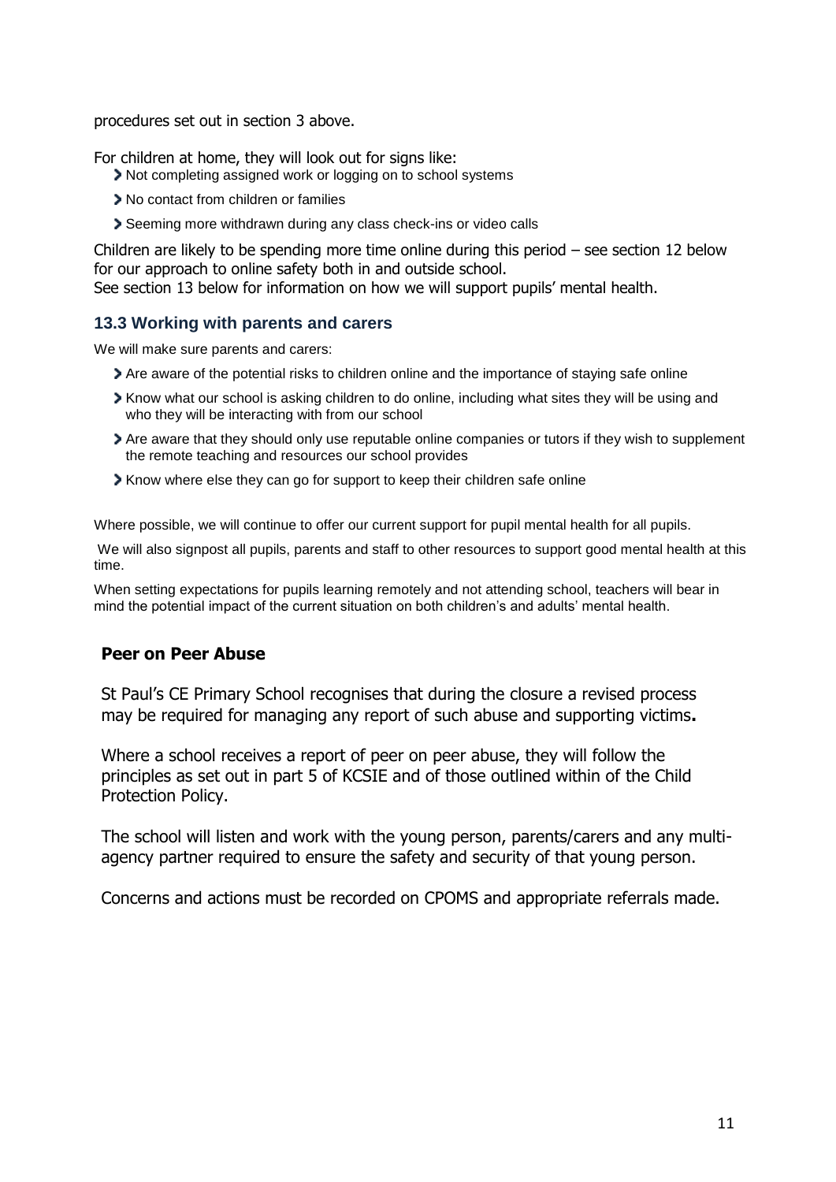procedures set out in section 3 above.

For children at home, they will look out for signs like:

- Not completing assigned work or logging on to school systems
- No contact from children or families
- Seeming more withdrawn during any class check-ins or video calls

Children are likely to be spending more time online during this period – see section 12 below for our approach to online safety both in and outside school.
See section 13 below for information on how we will support pupils' mental health.

### 13.3 Working with parents and carers

We will make sure parents and carers:

- Are aware of the potential risks to children online and the importance of staying safe online
- Know what our school is asking children to do online, including what sites they will be using and who they will be interacting with from our school
- Are aware that they should only use reputable online companies or tutors if they wish to supplement the remote teaching and resources our school provides
- Know where else they can go for support to keep their children safe online

Where possible, we will continue to offer our current support for pupil mental health for all pupils.

We will also signpost all pupils, parents and staff to other resources to support good mental health at this time.

When setting expectations for pupils learning remotely and not attending school, teachers will bear in mind the potential impact of the current situation on both children's and adults' mental health.

**Peer on Peer Abuse**

St Paul's CE Primary School recognises that during the closure a revised process may be required for managing any report of such abuse and supporting victims**.**

Where a school receives a report of peer on peer abuse, they will follow the principles as set out in part 5 of KCSIE and of those outlined within of the Child Protection Policy.

The school will listen and work with the young person, parents/carers and any multi-agency partner required to ensure the safety and security of that young person.

Concerns and actions must be recorded on CPOMS and appropriate referrals made.